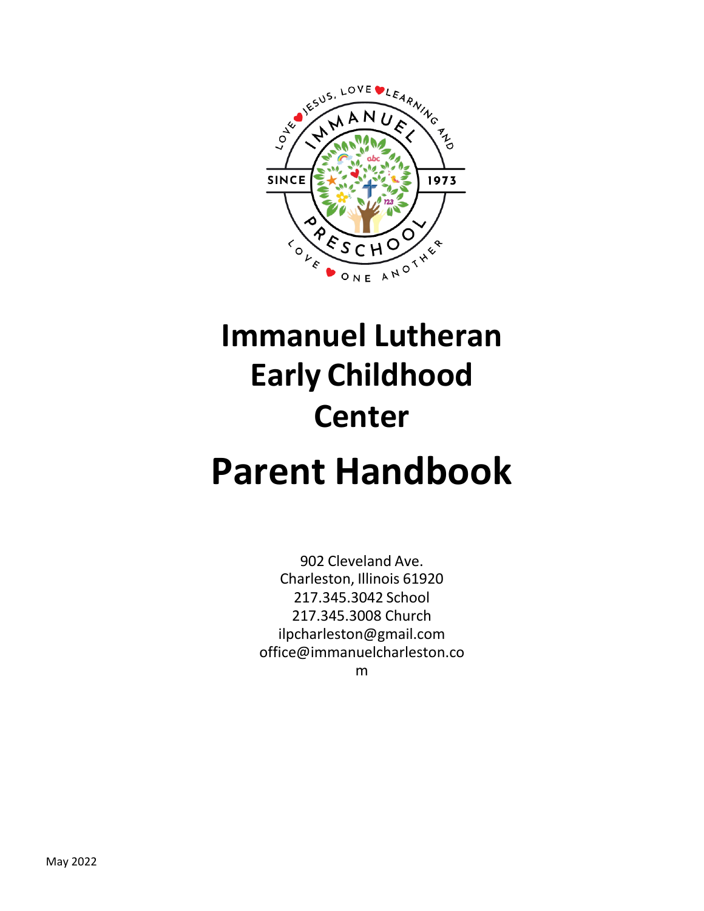# Immanuel Lutheran Early Childhood Center

# Parent Handbook

902 Cleveland Ave.
Charleston, Illinois 61920
217.345.3042 School
217.345.3008 Church
ilpcharleston@gmail.com
office@immanuelcharleston.com

May 2022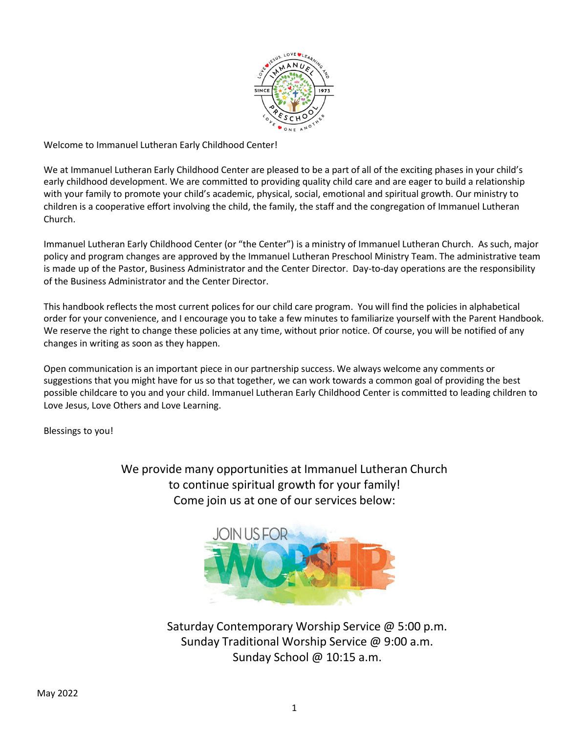Welcome to Immanuel Lutheran Early Childhood Center!

We at Immanuel Lutheran Early Childhood Center are pleased to be a part of all of the exciting phases in your child's early childhood development. We are committed to providing quality child care and are eager to build a relationship with your family to promote your child's academic, physical, social, emotional and spiritual growth. Our ministry to children is a cooperative effort involving the child, the family, the staff and the congregation of Immanuel Lutheran Church.

Immanuel Lutheran Early Childhood Center (or "the Center") is a ministry of Immanuel Lutheran Church. As such, major policy and program changes are approved by the Immanuel Lutheran Preschool Ministry Team. The administrative team is made up of the Pastor, Business Administrator and the Center Director. Day-to-day operations are the responsibility of the Business Administrator and the Center Director.

This handbook reflects the most current polices for our child care program. You will find the policies in alphabetical order for your convenience, and I encourage you to take a few minutes to familiarize yourself with the Parent Handbook. We reserve the right to change these policies at any time, without prior notice. Of course, you will be notified of any changes in writing as soon as they happen.

Open communication is an important piece in our partnership success. We always welcome any comments or suggestions that you might have for us so that together, we can work towards a common goal of providing the best possible childcare to you and your child. Immanuel Lutheran Early Childhood Center is committed to leading children to Love Jesus, Love Others and Love Learning.

Blessings to you!

We provide many opportunities at Immanuel Lutheran Church
to continue spiritual growth for your family!
Come join us at one of our services below:

JOIN US FOR WORSHIP

Saturday Contemporary Worship Service @ 5:00 p.m.
Sunday Traditional Worship Service @ 9:00 a.m.
Sunday School @ 10:15 a.m.

May 2022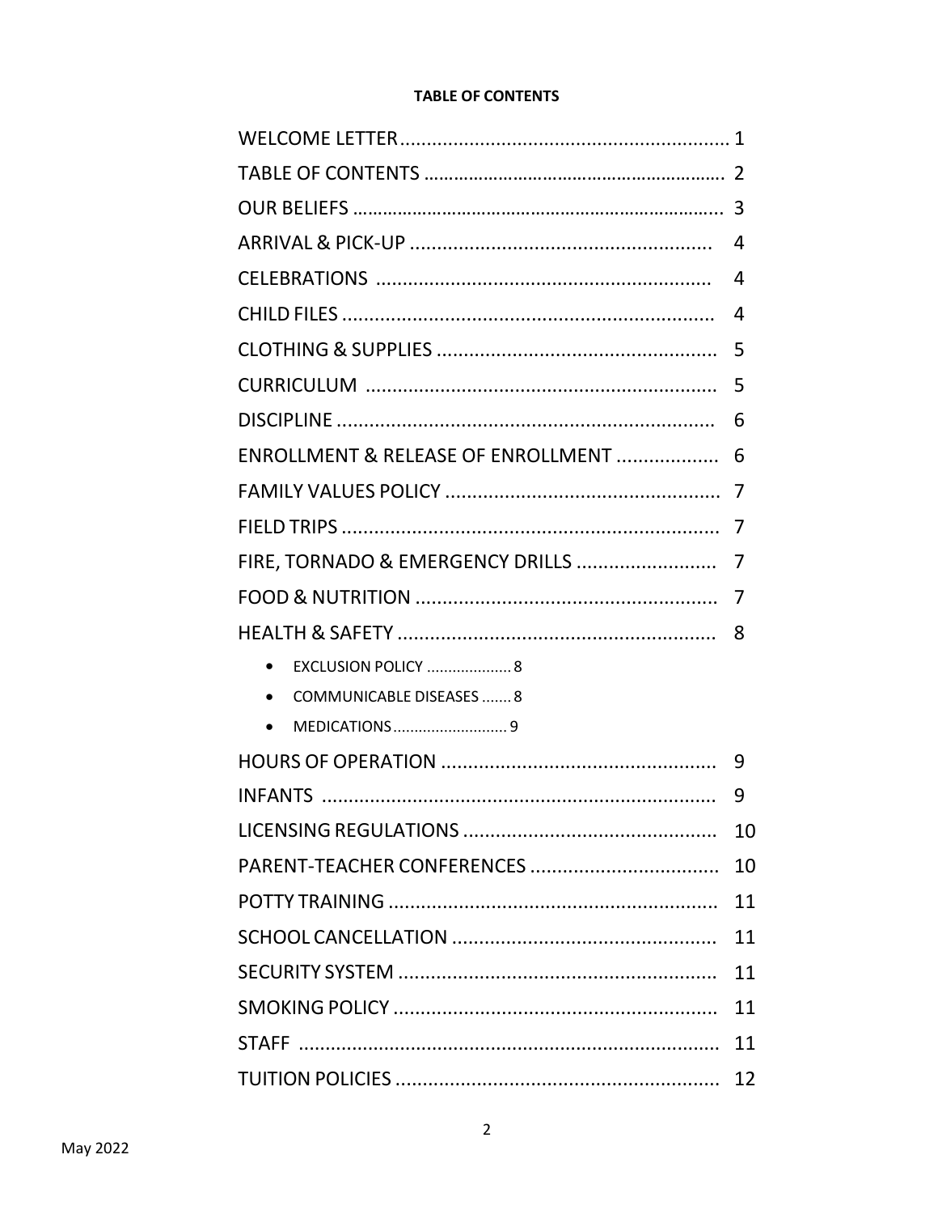**TABLE OF CONTENTS**

| | |
|---|---|
| WELCOME LETTER | 1 |
| TABLE OF CONTENTS | 2 |
| OUR BELIEFS | 3 |
| ARRIVAL & PICK-UP | 4 |
| CELEBRATIONS | 4 |
| CHILD FILES | 4 |
| CLOTHING & SUPPLIES | 5 |
| CURRICULUM | 5 |
| DISCIPLINE | 6 |
| ENROLLMENT & RELEASE OF ENROLLMENT | 6 |
| FAMILY VALUES POLICY | 7 |
| FIELD TRIPS | 7 |
| FIRE, TORNADO & EMERGENCY DRILLS | 7 |
| FOOD & NUTRITION | 7 |
| HEALTH & SAFETY | 8 |
| • EXCLUSION POLICY ....... 8 | |
| • COMMUNICABLE DISEASES ....... 8 | |
| • MEDICATIONS ....... 9 | |
| HOURS OF OPERATION | 9 |
| INFANTS | 9 |
| LICENSING REGULATIONS | 10 |
| PARENT-TEACHER CONFERENCES | 10 |
| POTTY TRAINING | 11 |
| SCHOOL CANCELLATION | 11 |
| SECURITY SYSTEM | 11 |
| SMOKING POLICY | 11 |
| STAFF | 11 |
| TUITION POLICIES | 12 |

May 2022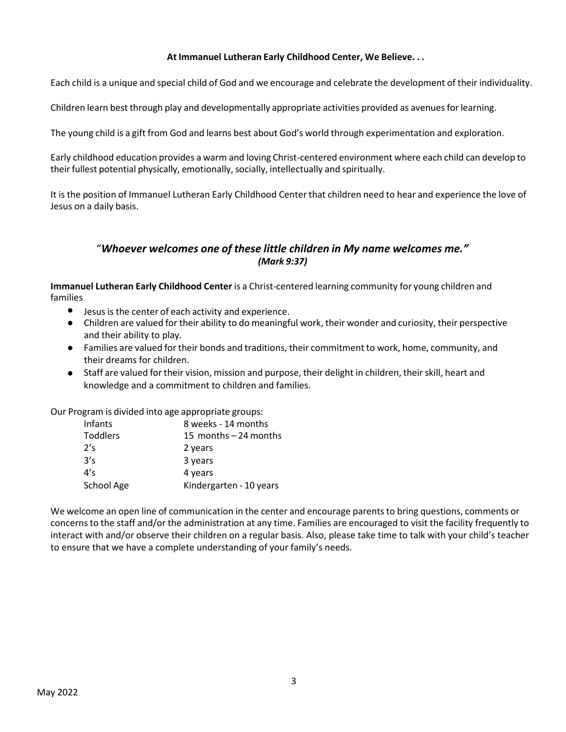**At Immanuel Lutheran Early Childhood Center, We Believe. . .**

Each child is a unique and special child of God and we encourage and celebrate the development of their individuality.

Children learn best through play and developmentally appropriate activities provided as avenues for learning.

The young child is a gift from God and learns best about God's world through experimentation and exploration.

Early childhood education provides a warm and loving Christ-centered environment where each child can develop to their fullest potential physically, emotionally, socially, intellectually and spiritually.

It is the position of Immanuel Lutheran Early Childhood Center that children need to hear and experience the love of Jesus on a daily basis.

## "*Whoever welcomes one of these little children in My name welcomes me."*
***(Mark 9:37)***

**Immanuel Lutheran Early Childhood Center** is a Christ-centered learning community for young children and families

- Jesus is the center of each activity and experience.
- Children are valued for their ability to do meaningful work, their wonder and curiosity, their perspective and their ability to play.
- Families are valued for their bonds and traditions, their commitment to work, home, community, and their dreams for children.
- Staff are valued for their vision, mission and purpose, their delight in children, their skill, heart and knowledge and a commitment to children and families.

Our Program is divided into age appropriate groups:

| | |
|---|---|
| Infants | 8 weeks - 14 months |
| Toddlers | 15 months – 24 months |
| 2's | 2 years |
| 3's | 3 years |
| 4's | 4 years |
| School Age | Kindergarten - 10 years |

We welcome an open line of communication in the center and encourage parents to bring questions, comments or concerns to the staff and/or the administration at any time. Families are encouraged to visit the facility frequently to interact with and/or observe their children on a regular basis. Also, please take time to talk with your child's teacher to ensure that we have a complete understanding of your family's needs.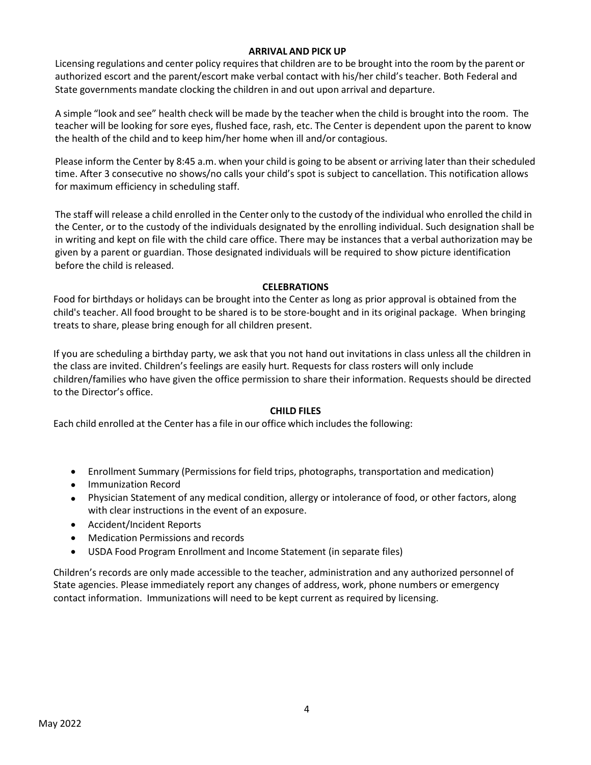## ARRIVAL AND PICK UP

Licensing regulations and center policy requires that children are to be brought into the room by the parent or authorized escort and the parent/escort make verbal contact with his/her child's teacher. Both Federal and State governments mandate clocking the children in and out upon arrival and departure.

A simple "look and see" health check will be made by the teacher when the child is brought into the room. The teacher will be looking for sore eyes, flushed face, rash, etc. The Center is dependent upon the parent to know the health of the child and to keep him/her home when ill and/or contagious.

Please inform the Center by 8:45 a.m. when your child is going to be absent or arriving later than their scheduled time. After 3 consecutive no shows/no calls your child's spot is subject to cancellation. This notification allows for maximum efficiency in scheduling staff.

The staff will release a child enrolled in the Center only to the custody of the individual who enrolled the child in the Center, or to the custody of the individuals designated by the enrolling individual. Such designation shall be in writing and kept on file with the child care office. There may be instances that a verbal authorization may be given by a parent or guardian. Those designated individuals will be required to show picture identification before the child is released.

## CELEBRATIONS

Food for birthdays or holidays can be brought into the Center as long as prior approval is obtained from the child's teacher. All food brought to be shared is to be store-bought and in its original package. When bringing treats to share, please bring enough for all children present.

If you are scheduling a birthday party, we ask that you not hand out invitations in class unless all the children in the class are invited. Children's feelings are easily hurt. Requests for class rosters will only include children/families who have given the office permission to share their information. Requests should be directed to the Director's office.

## CHILD FILES

Each child enrolled at the Center has a file in our office which includes the following:

- Enrollment Summary (Permissions for field trips, photographs, transportation and medication)
- Immunization Record
- Physician Statement of any medical condition, allergy or intolerance of food, or other factors, along with clear instructions in the event of an exposure.
- Accident/Incident Reports
- Medication Permissions and records
- USDA Food Program Enrollment and Income Statement (in separate files)

Children's records are only made accessible to the teacher, administration and any authorized personnel of State agencies. Please immediately report any changes of address, work, phone numbers or emergency contact information. Immunizations will need to be kept current as required by licensing.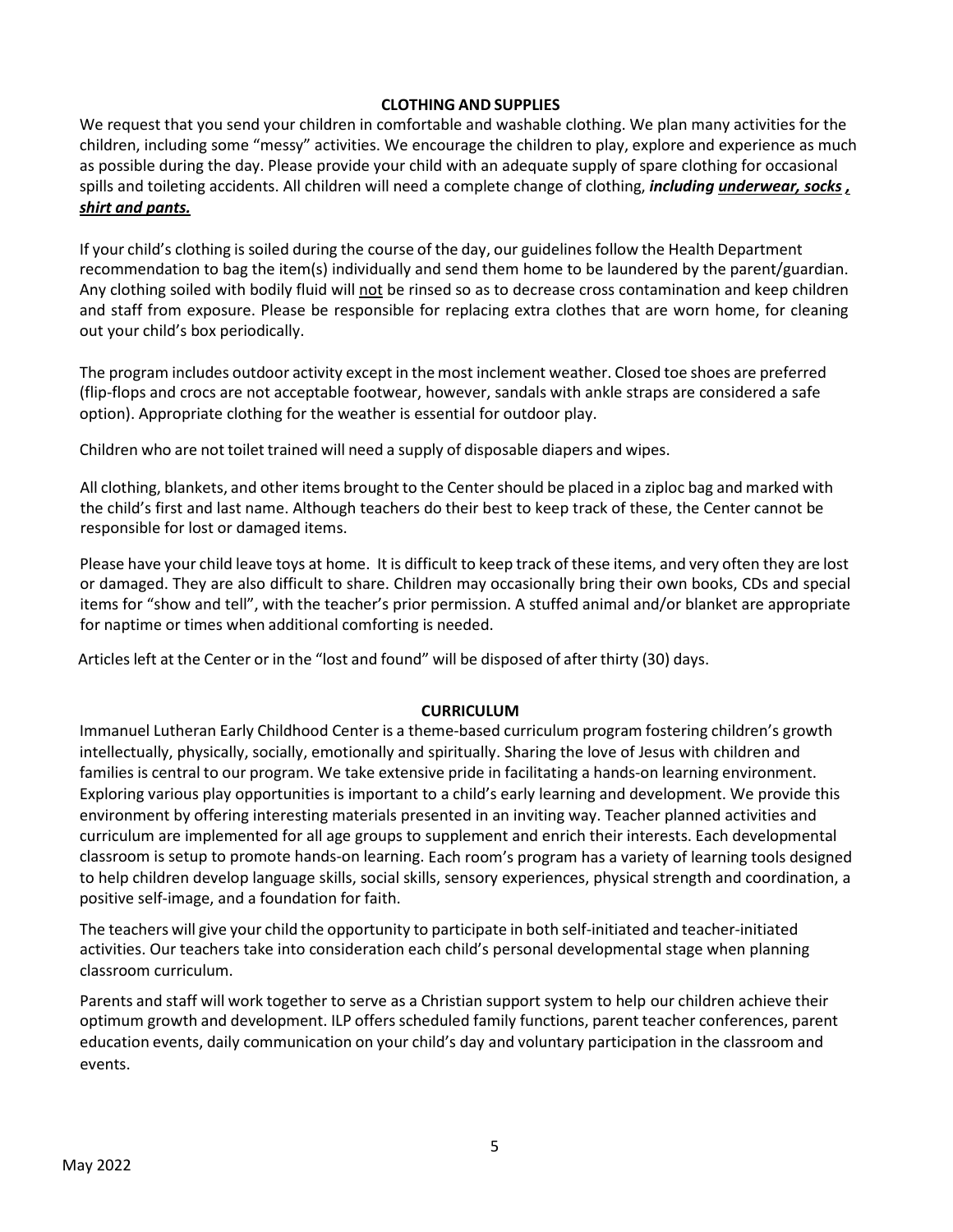## CLOTHING AND SUPPLIES

We request that you send your children in comfortable and washable clothing. We plan many activities for the children, including some "messy" activities. We encourage the children to play, explore and experience as much as possible during the day. Please provide your child with an adequate supply of spare clothing for occasional spills and toileting accidents. All children will need a complete change of clothing, ***including underwear, socks , shirt and pants.***

If your child's clothing is soiled during the course of the day, our guidelines follow the Health Department recommendation to bag the item(s) individually and send them home to be laundered by the parent/guardian. Any clothing soiled with bodily fluid will not be rinsed so as to decrease cross contamination and keep children and staff from exposure. Please be responsible for replacing extra clothes that are worn home, for cleaning out your child's box periodically.

The program includes outdoor activity except in the most inclement weather. Closed toe shoes are preferred (flip-flops and crocs are not acceptable footwear, however, sandals with ankle straps are considered a safe option). Appropriate clothing for the weather is essential for outdoor play.

Children who are not toilet trained will need a supply of disposable diapers and wipes.

All clothing, blankets, and other items brought to the Center should be placed in a ziploc bag and marked with the child's first and last name. Although teachers do their best to keep track of these, the Center cannot be responsible for lost or damaged items.

Please have your child leave toys at home. It is difficult to keep track of these items, and very often they are lost or damaged. They are also difficult to share. Children may occasionally bring their own books, CDs and special items for "show and tell", with the teacher's prior permission. A stuffed animal and/or blanket are appropriate for naptime or times when additional comforting is needed.

Articles left at the Center or in the "lost and found" will be disposed of after thirty (30) days.

## CURRICULUM

Immanuel Lutheran Early Childhood Center is a theme-based curriculum program fostering children's growth intellectually, physically, socially, emotionally and spiritually. Sharing the love of Jesus with children and families is central to our program. We take extensive pride in facilitating a hands-on learning environment. Exploring various play opportunities is important to a child's early learning and development. We provide this environment by offering interesting materials presented in an inviting way. Teacher planned activities and curriculum are implemented for all age groups to supplement and enrich their interests. Each developmental classroom is setup to promote hands-on learning. Each room's program has a variety of learning tools designed to help children develop language skills, social skills, sensory experiences, physical strength and coordination, a positive self-image, and a foundation for faith.

The teachers will give your child the opportunity to participate in both self-initiated and teacher-initiated activities. Our teachers take into consideration each child's personal developmental stage when planning classroom curriculum.

Parents and staff will work together to serve as a Christian support system to help our children achieve their optimum growth and development. ILP offers scheduled family functions, parent teacher conferences, parent education events, daily communication on your child's day and voluntary participation in the classroom and events.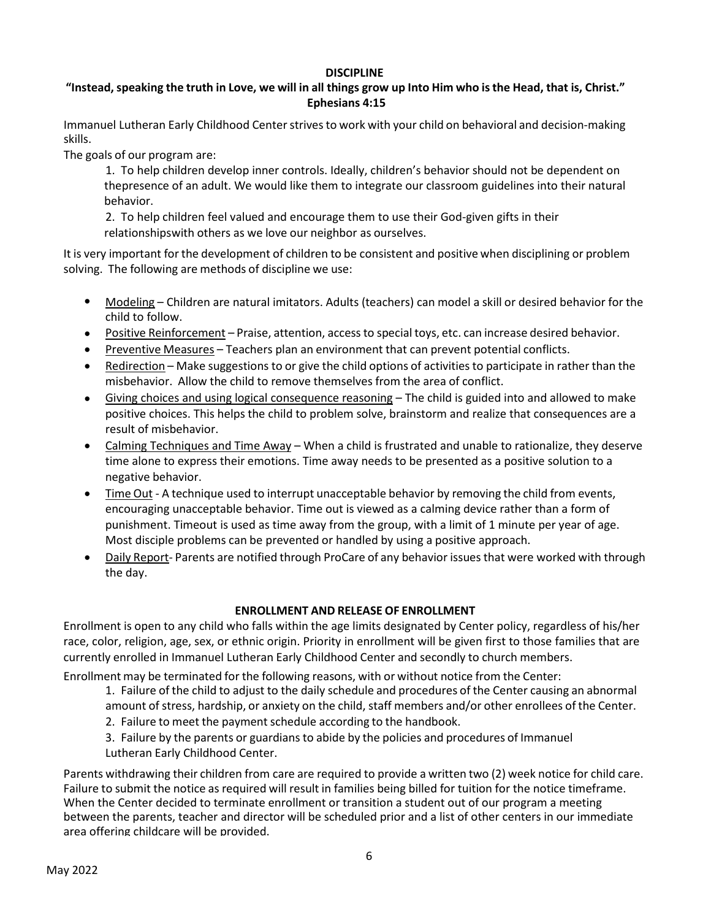## DISCIPLINE

**"Instead, speaking the truth in Love, we will in all things grow up Into Him who is the Head, that is, Christ." Ephesians 4:15**

Immanuel Lutheran Early Childhood Center strives to work with your child on behavioral and decision-making skills.

The goals of our program are:

1. To help children develop inner controls. Ideally, children's behavior should not be dependent on thepresence of an adult. We would like them to integrate our classroom guidelines into their natural behavior.
2. To help children feel valued and encourage them to use their God-given gifts in their relationshipswith others as we love our neighbor as ourselves.

It is very important for the development of children to be consistent and positive when disciplining or problem solving. The following are methods of discipline we use:

- Modeling – Children are natural imitators. Adults (teachers) can model a skill or desired behavior for the child to follow.
- Positive Reinforcement – Praise, attention, access to special toys, etc. can increase desired behavior.
- Preventive Measures – Teachers plan an environment that can prevent potential conflicts.
- Redirection – Make suggestions to or give the child options of activities to participate in rather than the misbehavior. Allow the child to remove themselves from the area of conflict.
- Giving choices and using logical consequence reasoning – The child is guided into and allowed to make positive choices. This helps the child to problem solve, brainstorm and realize that consequences are a result of misbehavior.
- Calming Techniques and Time Away – When a child is frustrated and unable to rationalize, they deserve time alone to express their emotions. Time away needs to be presented as a positive solution to a negative behavior.
- Time Out - A technique used to interrupt unacceptable behavior by removing the child from events, encouraging unacceptable behavior. Time out is viewed as a calming device rather than a form of punishment. Timeout is used as time away from the group, with a limit of 1 minute per year of age. Most disciple problems can be prevented or handled by using a positive approach.
- Daily Report- Parents are notified through ProCare of any behavior issues that were worked with through the day.

## ENROLLMENT AND RELEASE OF ENROLLMENT

Enrollment is open to any child who falls within the age limits designated by Center policy, regardless of his/her race, color, religion, age, sex, or ethnic origin. Priority in enrollment will be given first to those families that are currently enrolled in Immanuel Lutheran Early Childhood Center and secondly to church members.

Enrollment may be terminated for the following reasons, with or without notice from the Center:

1. Failure of the child to adjust to the daily schedule and procedures of the Center causing an abnormal amount of stress, hardship, or anxiety on the child, staff members and/or other enrollees of the Center.
2. Failure to meet the payment schedule according to the handbook.
3. Failure by the parents or guardians to abide by the policies and procedures of Immanuel Lutheran Early Childhood Center.

Parents withdrawing their children from care are required to provide a written two (2) week notice for child care. Failure to submit the notice as required will result in families being billed for tuition for the notice timeframe. When the Center decided to terminate enrollment or transition a student out of our program a meeting between the parents, teacher and director will be scheduled prior and a list of other centers in our immediate area offering childcare will be provided.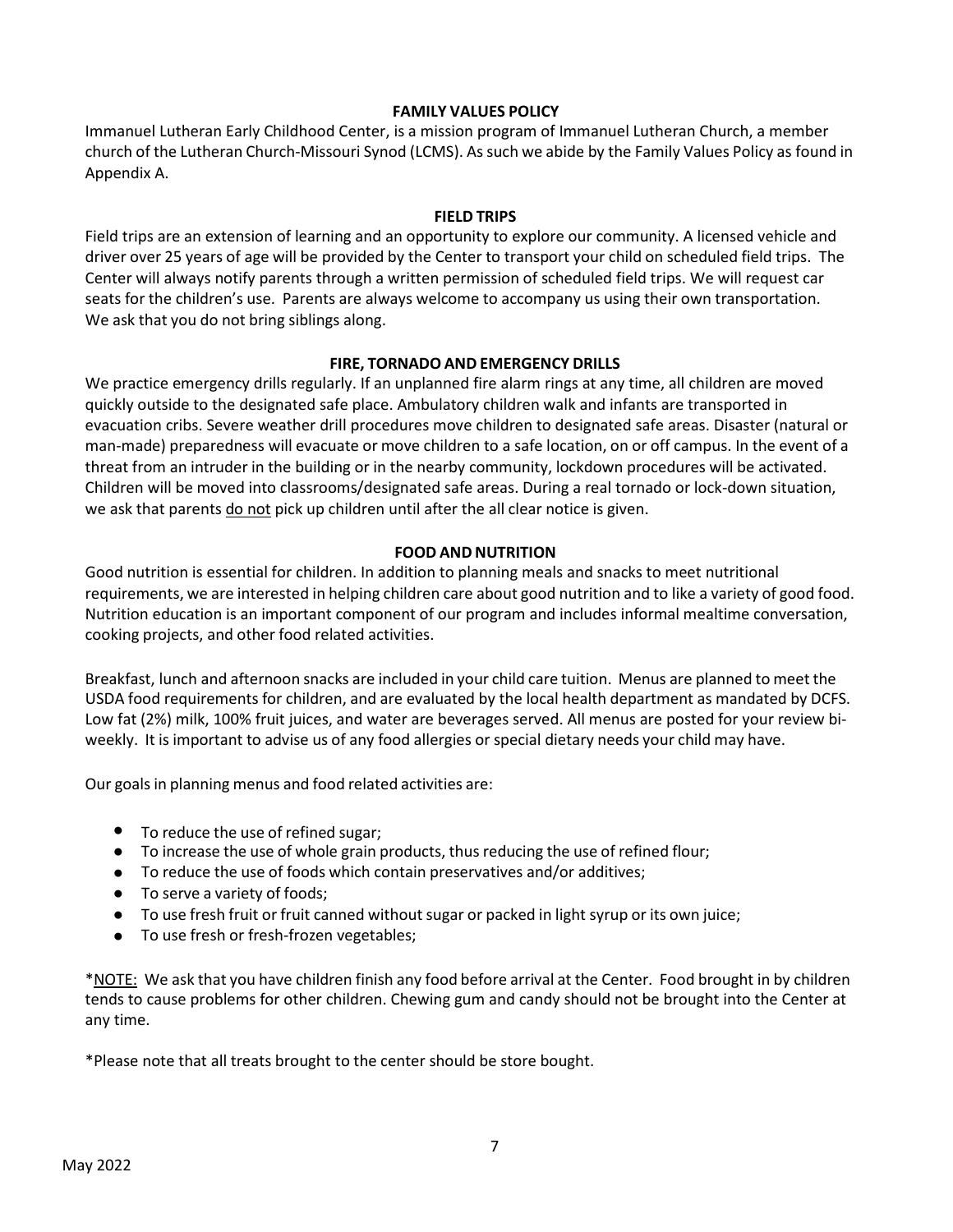## FAMILY VALUES POLICY

Immanuel Lutheran Early Childhood Center, is a mission program of Immanuel Lutheran Church, a member church of the Lutheran Church-Missouri Synod (LCMS). As such we abide by the Family Values Policy as found in Appendix A.

## FIELD TRIPS

Field trips are an extension of learning and an opportunity to explore our community. A licensed vehicle and driver over 25 years of age will be provided by the Center to transport your child on scheduled field trips. The Center will always notify parents through a written permission of scheduled field trips. We will request car seats for the children's use. Parents are always welcome to accompany us using their own transportation. We ask that you do not bring siblings along.

## FIRE, TORNADO AND EMERGENCY DRILLS

We practice emergency drills regularly. If an unplanned fire alarm rings at any time, all children are moved quickly outside to the designated safe place. Ambulatory children walk and infants are transported in evacuation cribs. Severe weather drill procedures move children to designated safe areas. Disaster (natural or man-made) preparedness will evacuate or move children to a safe location, on or off campus. In the event of a threat from an intruder in the building or in the nearby community, lockdown procedures will be activated. Children will be moved into classrooms/designated safe areas. During a real tornado or lock-down situation, we ask that parents <u>do not</u> pick up children until after the all clear notice is given.

## FOOD AND NUTRITION

Good nutrition is essential for children. In addition to planning meals and snacks to meet nutritional requirements, we are interested in helping children care about good nutrition and to like a variety of good food. Nutrition education is an important component of our program and includes informal mealtime conversation, cooking projects, and other food related activities.

Breakfast, lunch and afternoon snacks are included in your child care tuition. Menus are planned to meet the USDA food requirements for children, and are evaluated by the local health department as mandated by DCFS. Low fat (2%) milk, 100% fruit juices, and water are beverages served. All menus are posted for your review bi-weekly. It is important to advise us of any food allergies or special dietary needs your child may have.

Our goals in planning menus and food related activities are:

- To reduce the use of refined sugar;
- To increase the use of whole grain products, thus reducing the use of refined flour;
- To reduce the use of foods which contain preservatives and/or additives;
- To serve a variety of foods;
- To use fresh fruit or fruit canned without sugar or packed in light syrup or its own juice;
- To use fresh or fresh-frozen vegetables;

*<u>NOTE:</u> We ask that you have children finish any food before arrival at the Center. Food brought in by children tends to cause problems for other children. Chewing gum and candy should not be brought into the Center at any time.

*Please note that all treats brought to the center should be store bought.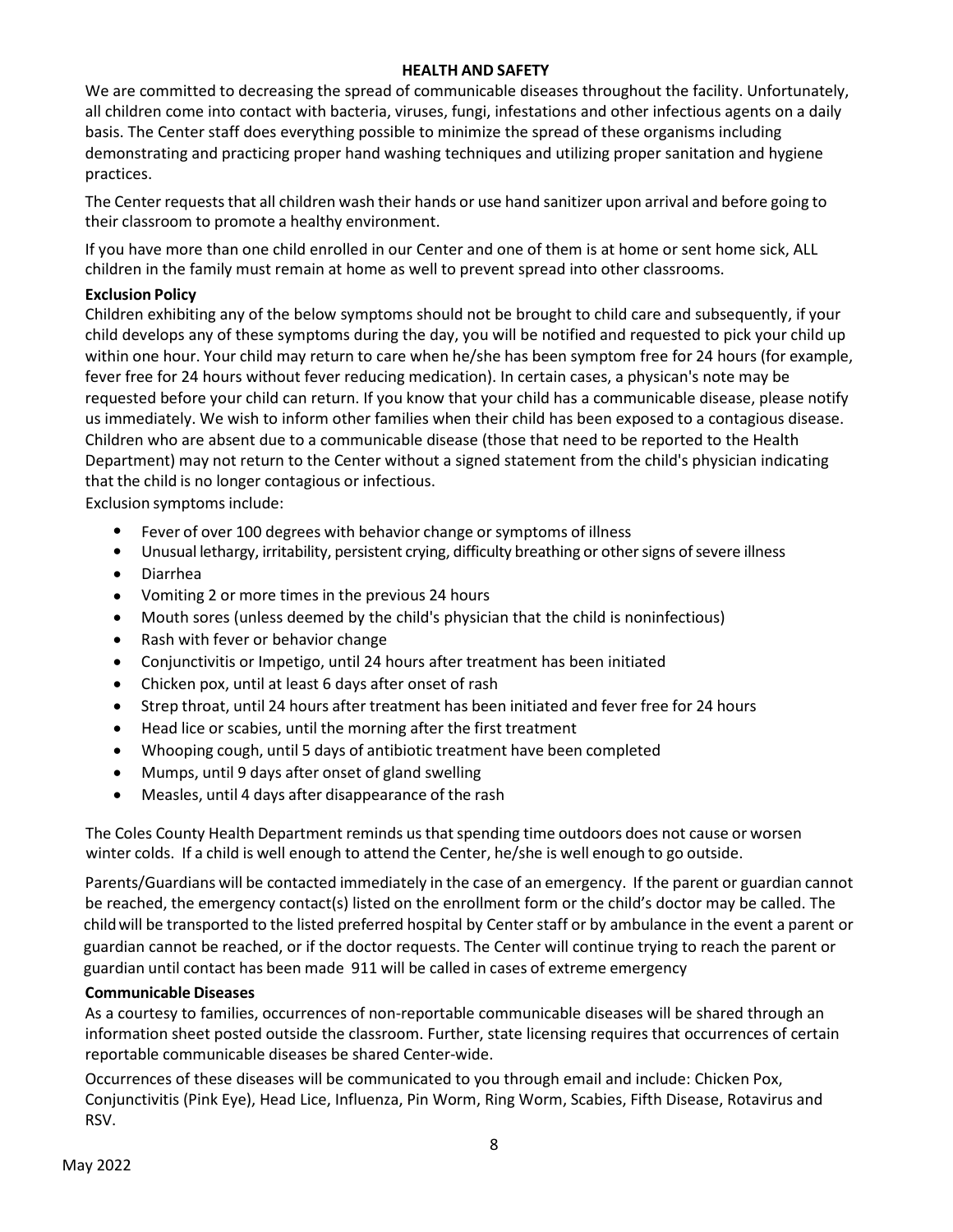## HEALTH AND SAFETY

We are committed to decreasing the spread of communicable diseases throughout the facility. Unfortunately, all children come into contact with bacteria, viruses, fungi, infestations and other infectious agents on a daily basis. The Center staff does everything possible to minimize the spread of these organisms including demonstrating and practicing proper hand washing techniques and utilizing proper sanitation and hygiene practices.

The Center requests that all children wash their hands or use hand sanitizer upon arrival and before going to their classroom to promote a healthy environment.

If you have more than one child enrolled in our Center and one of them is at home or sent home sick, ALL children in the family must remain at home as well to prevent spread into other classrooms.

### Exclusion Policy

Children exhibiting any of the below symptoms should not be brought to child care and subsequently, if your child develops any of these symptoms during the day, you will be notified and requested to pick your child up within one hour. Your child may return to care when he/she has been symptom free for 24 hours (for example, fever free for 24 hours without fever reducing medication). In certain cases, a physican's note may be requested before your child can return. If you know that your child has a communicable disease, please notify us immediately. We wish to inform other families when their child has been exposed to a contagious disease. Children who are absent due to a communicable disease (those that need to be reported to the Health Department) may not return to the Center without a signed statement from the child's physician indicating that the child is no longer contagious or infectious.

Exclusion symptoms include:

- Fever of over 100 degrees with behavior change or symptoms of illness
- Unusual lethargy, irritability, persistent crying, difficulty breathing or other signs of severe illness
- Diarrhea
- Vomiting 2 or more times in the previous 24 hours
- Mouth sores (unless deemed by the child's physician that the child is noninfectious)
- Rash with fever or behavior change
- Conjunctivitis or Impetigo, until 24 hours after treatment has been initiated
- Chicken pox, until at least 6 days after onset of rash
- Strep throat, until 24 hours after treatment has been initiated and fever free for 24 hours
- Head lice or scabies, until the morning after the first treatment
- Whooping cough, until 5 days of antibiotic treatment have been completed
- Mumps, until 9 days after onset of gland swelling
- Measles, until 4 days after disappearance of the rash

The Coles County Health Department reminds us that spending time outdoors does not cause or worsen winter colds. If a child is well enough to attend the Center, he/she is well enough to go outside.

Parents/Guardians will be contacted immediately in the case of an emergency. If the parent or guardian cannot be reached, the emergency contact(s) listed on the enrollment form or the child's doctor may be called. The child will be transported to the listed preferred hospital by Center staff or by ambulance in the event a parent or guardian cannot be reached, or if the doctor requests. The Center will continue trying to reach the parent or guardian until contact has been made 911 will be called in cases of extreme emergency

### Communicable Diseases

As a courtesy to families, occurrences of non-reportable communicable diseases will be shared through an information sheet posted outside the classroom. Further, state licensing requires that occurrences of certain reportable communicable diseases be shared Center-wide.

Occurrences of these diseases will be communicated to you through email and include: Chicken Pox, Conjunctivitis (Pink Eye), Head Lice, Influenza, Pin Worm, Ring Worm, Scabies, Fifth Disease, Rotavirus and RSV.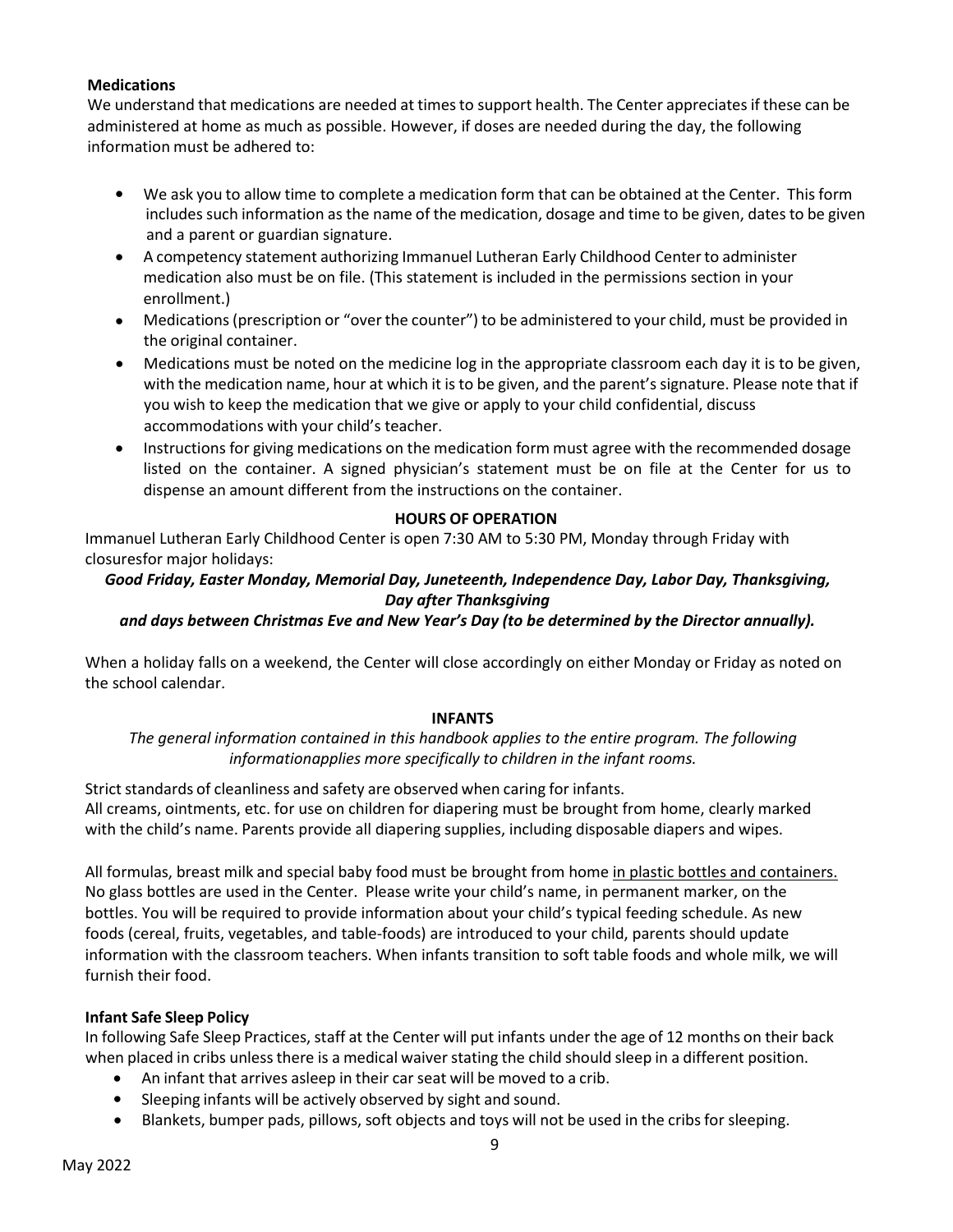**Medications**

We understand that medications are needed at times to support health. The Center appreciates if these can be administered at home as much as possible. However, if doses are needed during the day, the following information must be adhered to:

- We ask you to allow time to complete a medication form that can be obtained at the Center. This form includes such information as the name of the medication, dosage and time to be given, dates to be given and a parent or guardian signature.
- A competency statement authorizing Immanuel Lutheran Early Childhood Center to administer medication also must be on file. (This statement is included in the permissions section in your enrollment.)
- Medications (prescription or "over the counter") to be administered to your child, must be provided in the original container.
- Medications must be noted on the medicine log in the appropriate classroom each day it is to be given, with the medication name, hour at which it is to be given, and the parent's signature. Please note that if you wish to keep the medication that we give or apply to your child confidential, discuss accommodations with your child's teacher.
- Instructions for giving medications on the medication form must agree with the recommended dosage listed on the container. A signed physician's statement must be on file at the Center for us to dispense an amount different from the instructions on the container.

## HOURS OF OPERATION

Immanuel Lutheran Early Childhood Center is open 7:30 AM to 5:30 PM, Monday through Friday with closuresfor major holidays:

***Good Friday, Easter Monday, Memorial Day, Juneteenth, Independence Day, Labor Day, Thanksgiving, Day after Thanksgiving***

***and days between Christmas Eve and New Year's Day (to be determined by the Director annually).***

When a holiday falls on a weekend, the Center will close accordingly on either Monday or Friday as noted on the school calendar.

## INFANTS

*The general information contained in this handbook applies to the entire program. The following informationapplies more specifically to children in the infant rooms.*

Strict standards of cleanliness and safety are observed when caring for infants.
All creams, ointments, etc. for use on children for diapering must be brought from home, clearly marked with the child's name. Parents provide all diapering supplies, including disposable diapers and wipes.

All formulas, breast milk and special baby food must be brought from home in plastic bottles and containers. No glass bottles are used in the Center. Please write your child's name, in permanent marker, on the bottles. You will be required to provide information about your child's typical feeding schedule. As new foods (cereal, fruits, vegetables, and table-foods) are introduced to your child, parents should update information with the classroom teachers. When infants transition to soft table foods and whole milk, we will furnish their food.

**Infant Safe Sleep Policy**

In following Safe Sleep Practices, staff at the Center will put infants under the age of 12 months on their back when placed in cribs unless there is a medical waiver stating the child should sleep in a different position.

- An infant that arrives asleep in their car seat will be moved to a crib.
- Sleeping infants will be actively observed by sight and sound.
- Blankets, bumper pads, pillows, soft objects and toys will not be used in the cribs for sleeping.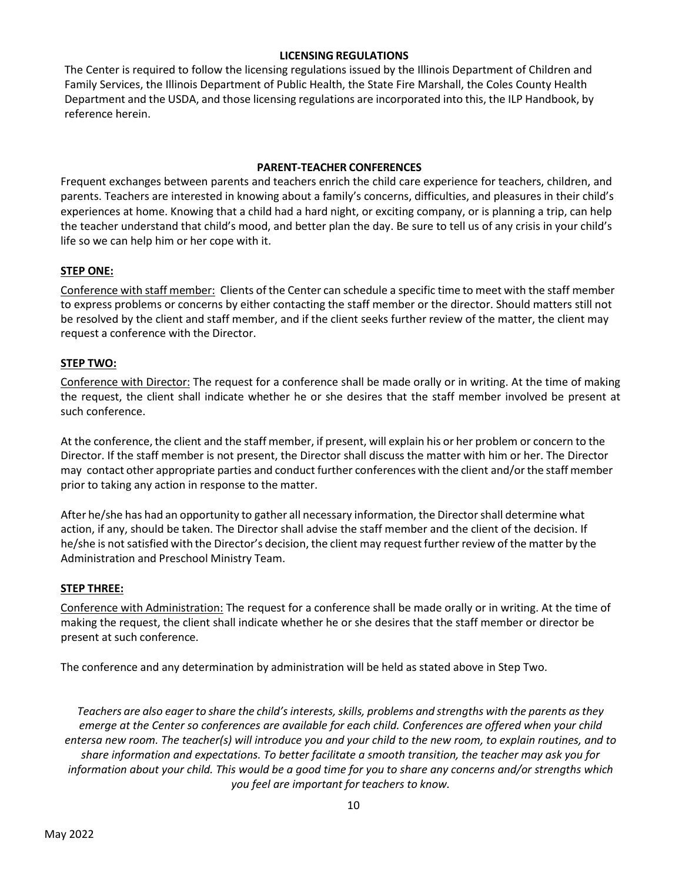## LICENSING REGULATIONS

The Center is required to follow the licensing regulations issued by the Illinois Department of Children and Family Services, the Illinois Department of Public Health, the State Fire Marshall, the Coles County Health Department and the USDA, and those licensing regulations are incorporated into this, the ILP Handbook, by reference herein.

## PARENT-TEACHER CONFERENCES

Frequent exchanges between parents and teachers enrich the child care experience for teachers, children, and parents. Teachers are interested in knowing about a family's concerns, difficulties, and pleasures in their child's experiences at home. Knowing that a child had a hard night, or exciting company, or is planning a trip, can help the teacher understand that child's mood, and better plan the day. Be sure to tell us of any crisis in your child's life so we can help him or her cope with it.

### STEP ONE:

Conference with staff member: Clients of the Center can schedule a specific time to meet with the staff member to express problems or concerns by either contacting the staff member or the director. Should matters still not be resolved by the client and staff member, and if the client seeks further review of the matter, the client may request a conference with the Director.

### STEP TWO:

Conference with Director: The request for a conference shall be made orally or in writing. At the time of making the request, the client shall indicate whether he or she desires that the staff member involved be present at such conference.

At the conference, the client and the staff member, if present, will explain his or her problem or concern to the Director. If the staff member is not present, the Director shall discuss the matter with him or her. The Director may contact other appropriate parties and conduct further conferences with the client and/or the staff member prior to taking any action in response to the matter.

After he/she has had an opportunity to gather all necessary information, the Director shall determine what action, if any, should be taken. The Director shall advise the staff member and the client of the decision. If he/she is not satisfied with the Director's decision, the client may request further review of the matter by the Administration and Preschool Ministry Team.

### STEP THREE:

Conference with Administration: The request for a conference shall be made orally or in writing. At the time of making the request, the client shall indicate whether he or she desires that the staff member or director be present at such conference.

The conference and any determination by administration will be held as stated above in Step Two.

*Teachers are also eager to share the child's interests, skills, problems and strengths with the parents as they emerge at the Center so conferences are available for each child. Conferences are offered when your child entersa new room. The teacher(s) will introduce you and your child to the new room, to explain routines, and to share information and expectations. To better facilitate a smooth transition, the teacher may ask you for information about your child. This would be a good time for you to share any concerns and/or strengths which you feel are important for teachers to know.*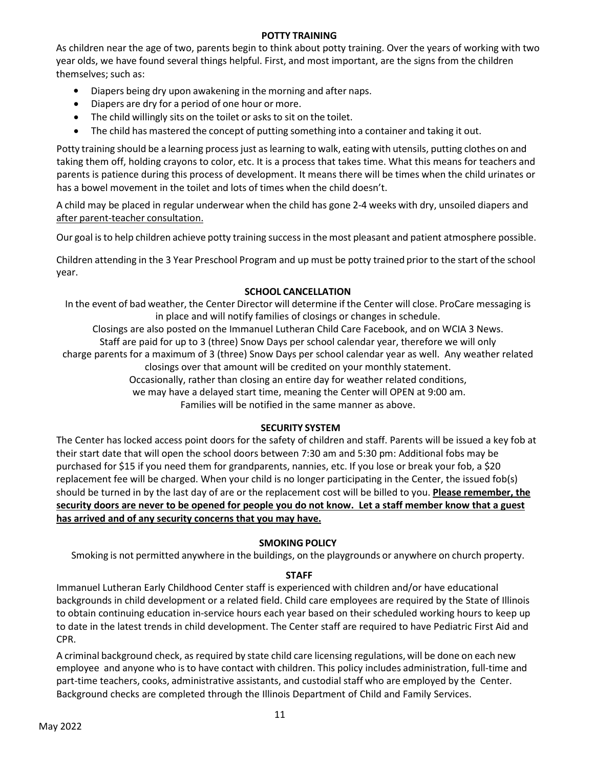## POTTY TRAINING

As children near the age of two, parents begin to think about potty training. Over the years of working with two year olds, we have found several things helpful. First, and most important, are the signs from the children themselves; such as:

- Diapers being dry upon awakening in the morning and after naps.
- Diapers are dry for a period of one hour or more.
- The child willingly sits on the toilet or asks to sit on the toilet.
- The child has mastered the concept of putting something into a container and taking it out.

Potty training should be a learning process just as learning to walk, eating with utensils, putting clothes on and taking them off, holding crayons to color, etc. It is a process that takes time. What this means for teachers and parents is patience during this process of development. It means there will be times when the child urinates or has a bowel movement in the toilet and lots of times when the child doesn't.

A child may be placed in regular underwear when the child has gone 2-4 weeks with dry, unsoiled diapers and <u>after parent-teacher consultation.</u>

Our goal is to help children achieve potty training success in the most pleasant and patient atmosphere possible.

Children attending in the 3 Year Preschool Program and up must be potty trained prior to the start of the school year.

## SCHOOL CANCELLATION

In the event of bad weather, the Center Director will determine if the Center will close. ProCare messaging is in place and will notify families of closings or changes in schedule.
Closings are also posted on the Immanuel Lutheran Child Care Facebook, and on WCIA 3 News.
Staff are paid for up to 3 (three) Snow Days per school calendar year, therefore we will only charge parents for a maximum of 3 (three) Snow Days per school calendar year as well. Any weather related closings over that amount will be credited on your monthly statement.
Occasionally, rather than closing an entire day for weather related conditions, we may have a delayed start time, meaning the Center will OPEN at 9:00 am.
Families will be notified in the same manner as above.

## SECURITY SYSTEM

The Center has locked access point doors for the safety of children and staff. Parents will be issued a key fob at their start date that will open the school doors between 7:30 am and 5:30 pm: Additional fobs may be purchased for $15 if you need them for grandparents, nannies, etc. If you lose or break your fob, a $20 replacement fee will be charged. When your child is no longer participating in the Center, the issued fob(s) should be turned in by the last day of are or the replacement cost will be billed to you. **<u>Please remember, the security doors are never to be opened for people you do not know. Let a staff member know that a guest has arrived and of any security concerns that you may have.</u>**

## SMOKING POLICY

Smoking is not permitted anywhere in the buildings, on the playgrounds or anywhere on church property.

## STAFF

Immanuel Lutheran Early Childhood Center staff is experienced with children and/or have educational backgrounds in child development or a related field. Child care employees are required by the State of Illinois to obtain continuing education in-service hours each year based on their scheduled working hours to keep up to date in the latest trends in child development. The Center staff are required to have Pediatric First Aid and CPR.

A criminal background check, as required by state child care licensing regulations, will be done on each new employee and anyone who is to have contact with children. This policy includes administration, full-time and part-time teachers, cooks, administrative assistants, and custodial staff who are employed by the Center. Background checks are completed through the Illinois Department of Child and Family Services.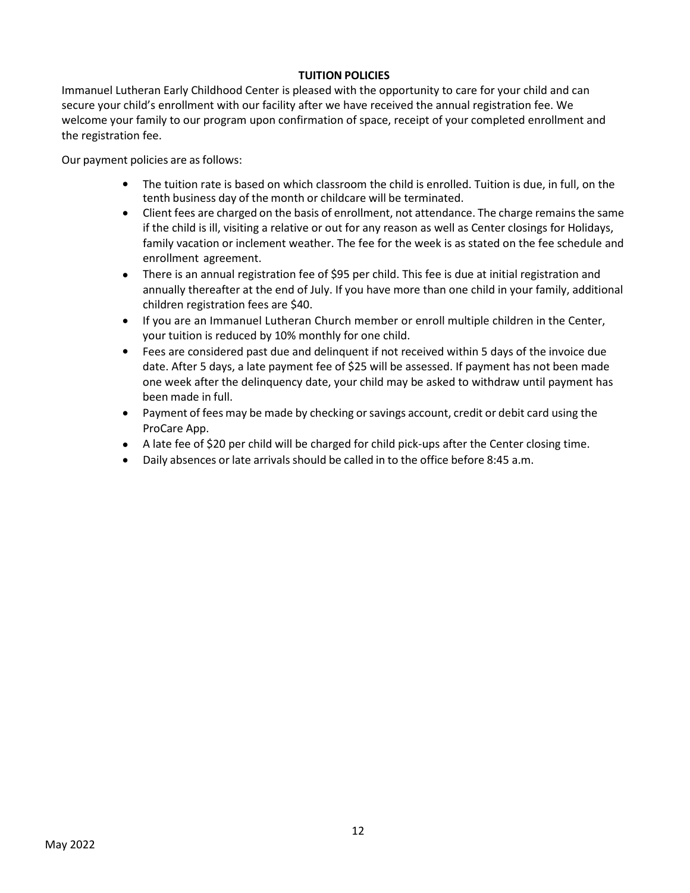## TUITION POLICIES

Immanuel Lutheran Early Childhood Center is pleased with the opportunity to care for your child and can secure your child's enrollment with our facility after we have received the annual registration fee. We welcome your family to our program upon confirmation of space, receipt of your completed enrollment and the registration fee.

Our payment policies are as follows:

- The tuition rate is based on which classroom the child is enrolled. Tuition is due, in full, on the tenth business day of the month or childcare will be terminated.
- Client fees are charged on the basis of enrollment, not attendance. The charge remains the same if the child is ill, visiting a relative or out for any reason as well as Center closings for Holidays, family vacation or inclement weather. The fee for the week is as stated on the fee schedule and enrollment agreement.
- There is an annual registration fee of $95 per child. This fee is due at initial registration and annually thereafter at the end of July. If you have more than one child in your family, additional children registration fees are $40.
- If you are an Immanuel Lutheran Church member or enroll multiple children in the Center, your tuition is reduced by 10% monthly for one child.
- Fees are considered past due and delinquent if not received within 5 days of the invoice due date. After 5 days, a late payment fee of $25 will be assessed. If payment has not been made one week after the delinquency date, your child may be asked to withdraw until payment has been made in full.
- Payment of fees may be made by checking or savings account, credit or debit card using the ProCare App.
- A late fee of $20 per child will be charged for child pick-ups after the Center closing time.
- Daily absences or late arrivals should be called in to the office before 8:45 a.m.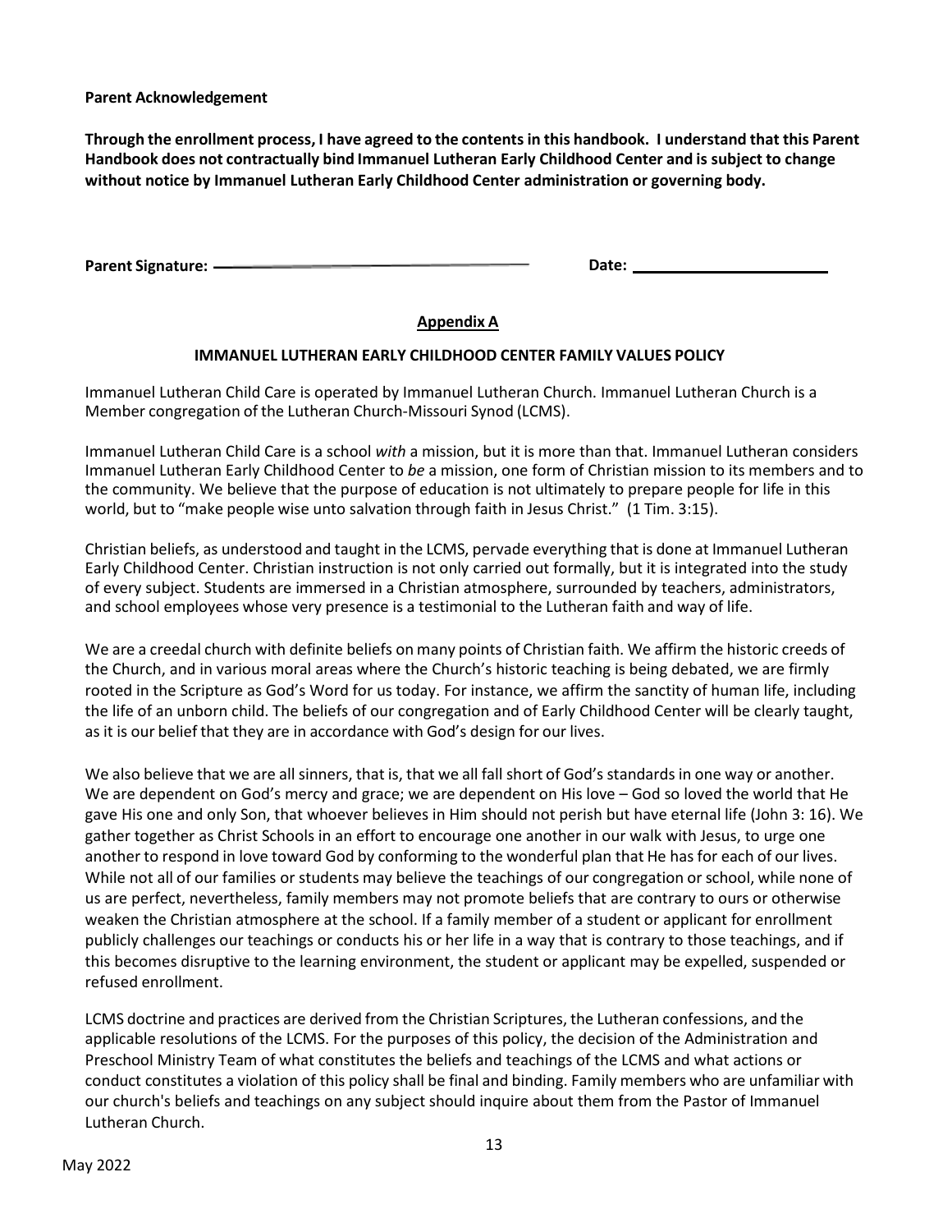**Parent Acknowledgement**

**Through the enrollment process, I have agreed to the contents in this handbook. I understand that this Parent Handbook does not contractually bind Immanuel Lutheran Early Childhood Center and is subject to change without notice by Immanuel Lutheran Early Childhood Center administration or governing body.**

**Parent Signature:** \_\_\_\_\_\_\_\_\_\_\_\_\_\_\_\_\_\_\_\_\_\_\_\_\_\_\_\_\_\_\_\_ **Date:** \_\_\_\_\_\_\_\_\_\_\_\_\_\_\_\_\_\_

## Appendix A

### IMMANUEL LUTHERAN EARLY CHILDHOOD CENTER FAMILY VALUES POLICY

Immanuel Lutheran Child Care is operated by Immanuel Lutheran Church. Immanuel Lutheran Church is a Member congregation of the Lutheran Church-Missouri Synod (LCMS).

Immanuel Lutheran Child Care is a school *with* a mission, but it is more than that. Immanuel Lutheran considers Immanuel Lutheran Early Childhood Center to *be* a mission, one form of Christian mission to its members and to the community. We believe that the purpose of education is not ultimately to prepare people for life in this world, but to "make people wise unto salvation through faith in Jesus Christ." (1 Tim. 3:15).

Christian beliefs, as understood and taught in the LCMS, pervade everything that is done at Immanuel Lutheran Early Childhood Center. Christian instruction is not only carried out formally, but it is integrated into the study of every subject. Students are immersed in a Christian atmosphere, surrounded by teachers, administrators, and school employees whose very presence is a testimonial to the Lutheran faith and way of life.

We are a creedal church with definite beliefs on many points of Christian faith. We affirm the historic creeds of the Church, and in various moral areas where the Church's historic teaching is being debated, we are firmly rooted in the Scripture as God's Word for us today. For instance, we affirm the sanctity of human life, including the life of an unborn child. The beliefs of our congregation and of Early Childhood Center will be clearly taught, as it is our belief that they are in accordance with God's design for our lives.

We also believe that we are all sinners, that is, that we all fall short of God's standards in one way or another. We are dependent on God's mercy and grace; we are dependent on His love – God so loved the world that He gave His one and only Son, that whoever believes in Him should not perish but have eternal life (John 3: 16). We gather together as Christ Schools in an effort to encourage one another in our walk with Jesus, to urge one another to respond in love toward God by conforming to the wonderful plan that He has for each of our lives. While not all of our families or students may believe the teachings of our congregation or school, while none of us are perfect, nevertheless, family members may not promote beliefs that are contrary to ours or otherwise weaken the Christian atmosphere at the school. If a family member of a student or applicant for enrollment publicly challenges our teachings or conducts his or her life in a way that is contrary to those teachings, and if this becomes disruptive to the learning environment, the student or applicant may be expelled, suspended or refused enrollment.

LCMS doctrine and practices are derived from the Christian Scriptures, the Lutheran confessions, and the applicable resolutions of the LCMS. For the purposes of this policy, the decision of the Administration and Preschool Ministry Team of what constitutes the beliefs and teachings of the LCMS and what actions or conduct constitutes a violation of this policy shall be final and binding. Family members who are unfamiliar with our church's beliefs and teachings on any subject should inquire about them from the Pastor of Immanuel Lutheran Church.